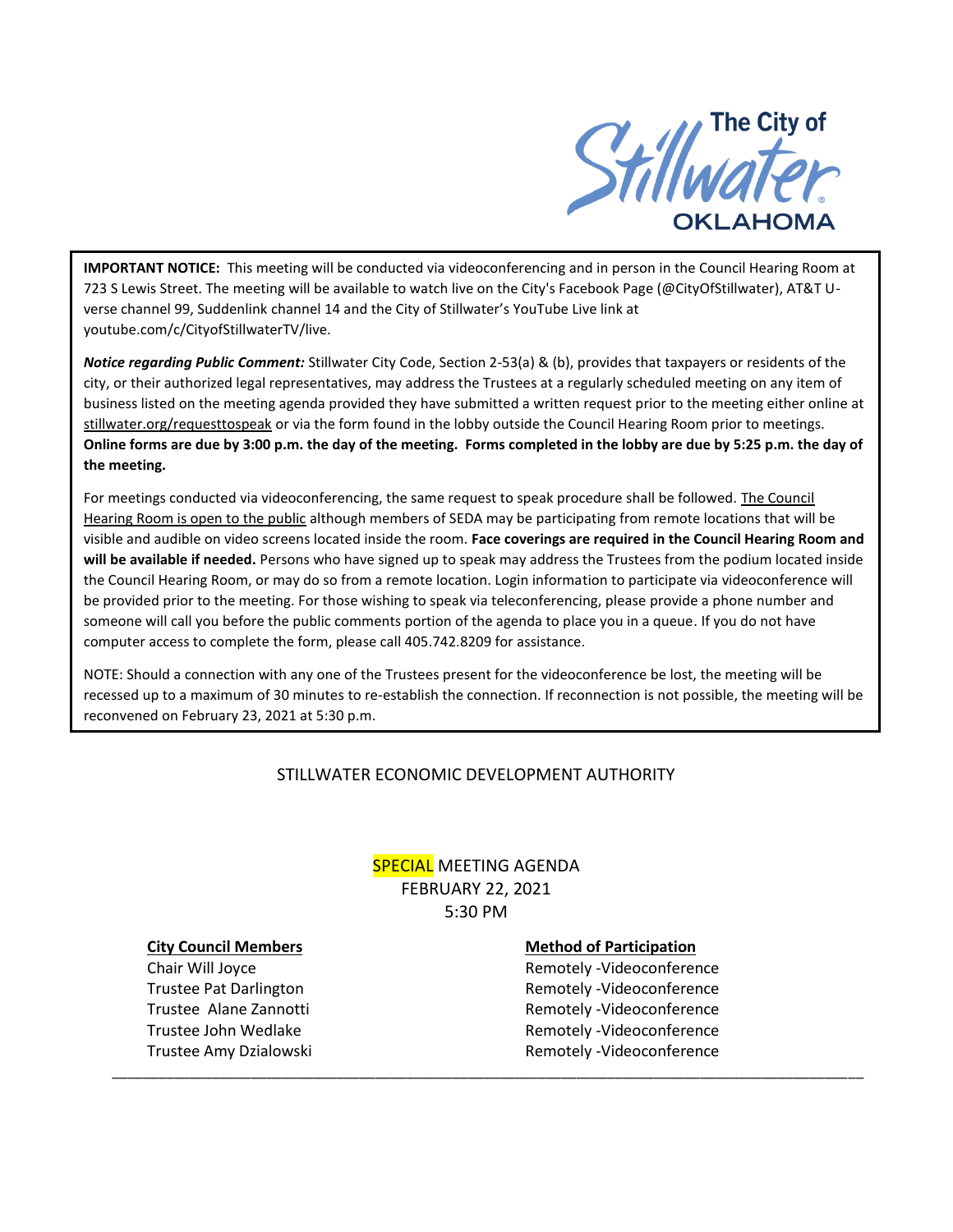The City of Stillwater OKLAHOMA

**IMPORTANT NOTICE:** This meeting will be conducted via videoconferencing and in person in the Council Hearing Room at 723 S Lewis Street. The meeting will be available to watch live on the City's Facebook Page (@CityOfStillwater), AT&T U-verse channel 99, Suddenlink channel 14 and the City of Stillwater's YouTube Live link at youtube.com/c/CityofStillwaterTV/live.

***Notice regarding Public Comment:*** Stillwater City Code, Section 2-53(a) & (b), provides that taxpayers or residents of the city, or their authorized legal representatives, may address the Trustees at a regularly scheduled meeting on any item of business listed on the meeting agenda provided they have submitted a written request prior to the meeting either online at stillwater.org/requesttospeak or via the form found in the lobby outside the Council Hearing Room prior to meetings. **Online forms are due by 3:00 p.m. the day of the meeting. Forms completed in the lobby are due by 5:25 p.m. the day of the meeting.**

For meetings conducted via videoconferencing, the same request to speak procedure shall be followed. The Council Hearing Room is open to the public although members of SEDA may be participating from remote locations that will be visible and audible on video screens located inside the room. **Face coverings are required in the Council Hearing Room and will be available if needed.** Persons who have signed up to speak may address the Trustees from the podium located inside the Council Hearing Room, or may do so from a remote location. Login information to participate via videoconference will be provided prior to the meeting. For those wishing to speak via teleconferencing, please provide a phone number and someone will call you before the public comments portion of the agenda to place you in a queue. If you do not have computer access to complete the form, please call 405.742.8209 for assistance.

NOTE: Should a connection with any one of the Trustees present for the videoconference be lost, the meeting will be recessed up to a maximum of 30 minutes to re-establish the connection. If reconnection is not possible, the meeting will be reconvened on February 23, 2021 at 5:30 p.m.

# STILLWATER ECONOMIC DEVELOPMENT AUTHORITY

## SPECIAL MEETING AGENDA
## FEBRUARY 22, 2021
## 5:30 PM

| City Council Members | Method of Participation |
|---|---|
| Chair Will Joyce | Remotely -Videoconference |
| Trustee Pat Darlington | Remotely -Videoconference |
| Trustee Alane Zannotti | Remotely -Videoconference |
| Trustee John Wedlake | Remotely -Videoconference |
| Trustee Amy Dzialowski | Remotely -Videoconference |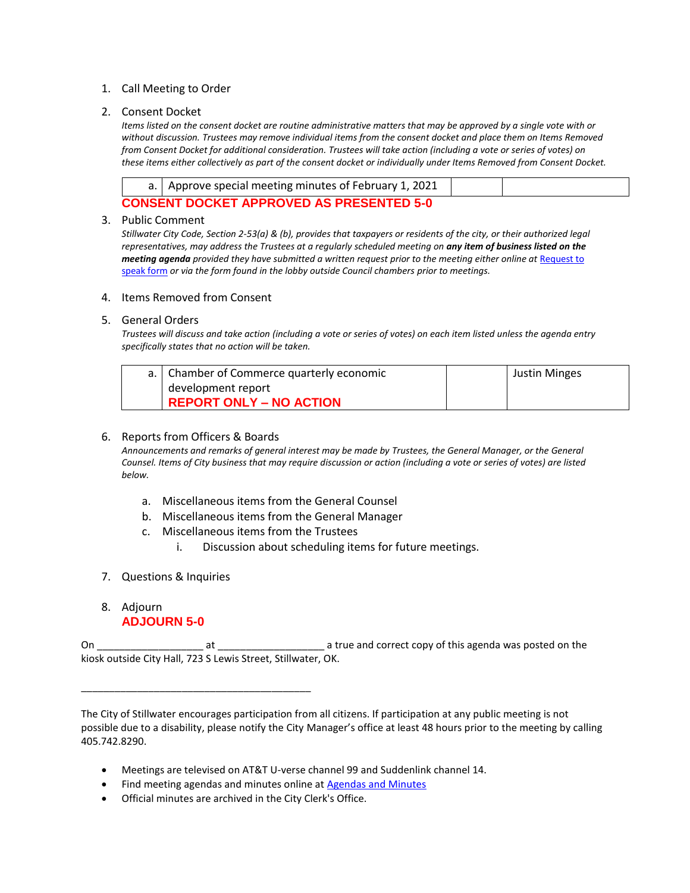1. Call Meeting to Order

2. Consent Docket

   *Items listed on the consent docket are routine administrative matters that may be approved by a single vote with or without discussion. Trustees may remove individual items from the consent docket and place them on Items Removed from Consent Docket for additional consideration. Trustees will take action (including a vote or series of votes) on these items either collectively as part of the consent docket or individually under Items Removed from Consent Docket.*

| a. | Approve special meeting minutes of February 1, 2021 | | |
|---|---|---|---|

   **CONSENT DOCKET APPROVED AS PRESENTED 5-0**

3. Public Comment

   *Stillwater City Code, Section 2-53(a) & (b), provides that taxpayers or residents of the city, or their authorized legal representatives, may address the Trustees at a regularly scheduled meeting on **any item of business listed on the meeting agenda** provided they have submitted a written request prior to the meeting either online at [Request to speak form]() or via the form found in the lobby outside Council chambers prior to meetings.*

4. Items Removed from Consent

5. General Orders

   *Trustees will discuss and take action (including a vote or series of votes) on each item listed unless the agenda entry specifically states that no action will be taken.*

| a. | Chamber of Commerce quarterly economic development report **REPORT ONLY – NO ACTION** | | Justin Minges |
|---|---|---|---|

6. Reports from Officers & Boards

   *Announcements and remarks of general interest may be made by Trustees, the General Manager, or the General Counsel. Items of City business that may require discussion or action (including a vote or series of votes) are listed below.*

   a. Miscellaneous items from the General Counsel
   b. Miscellaneous items from the General Manager
   c. Miscellaneous items from the Trustees
      i. Discussion about scheduling items for future meetings.

7. Questions & Inquiries

8. Adjourn

   **ADJOURN 5-0**

On ___________________ at ___________________ a true and correct copy of this agenda was posted on the kiosk outside City Hall, 723 S Lewis Street, Stillwater, OK.

_________________________________________

The City of Stillwater encourages participation from all citizens. If participation at any public meeting is not possible due to a disability, please notify the City Manager's office at least 48 hours prior to the meeting by calling 405.742.8290.

- Meetings are televised on AT&T U-verse channel 99 and Suddenlink channel 14.
- Find meeting agendas and minutes online at [Agendas and Minutes]()
- Official minutes are archived in the City Clerk's Office.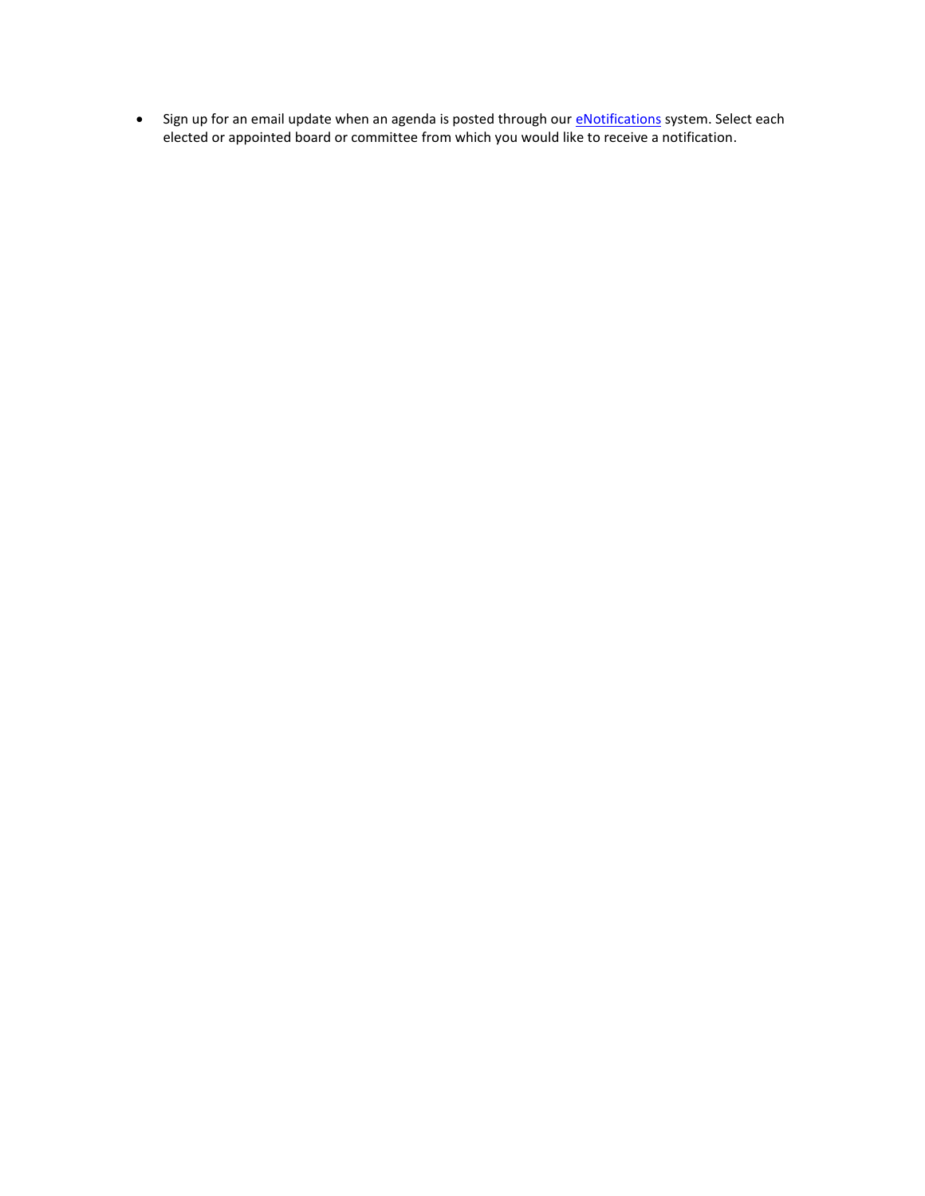- Sign up for an email update when an agenda is posted through our eNotifications system. Select each elected or appointed board or committee from which you would like to receive a notification.